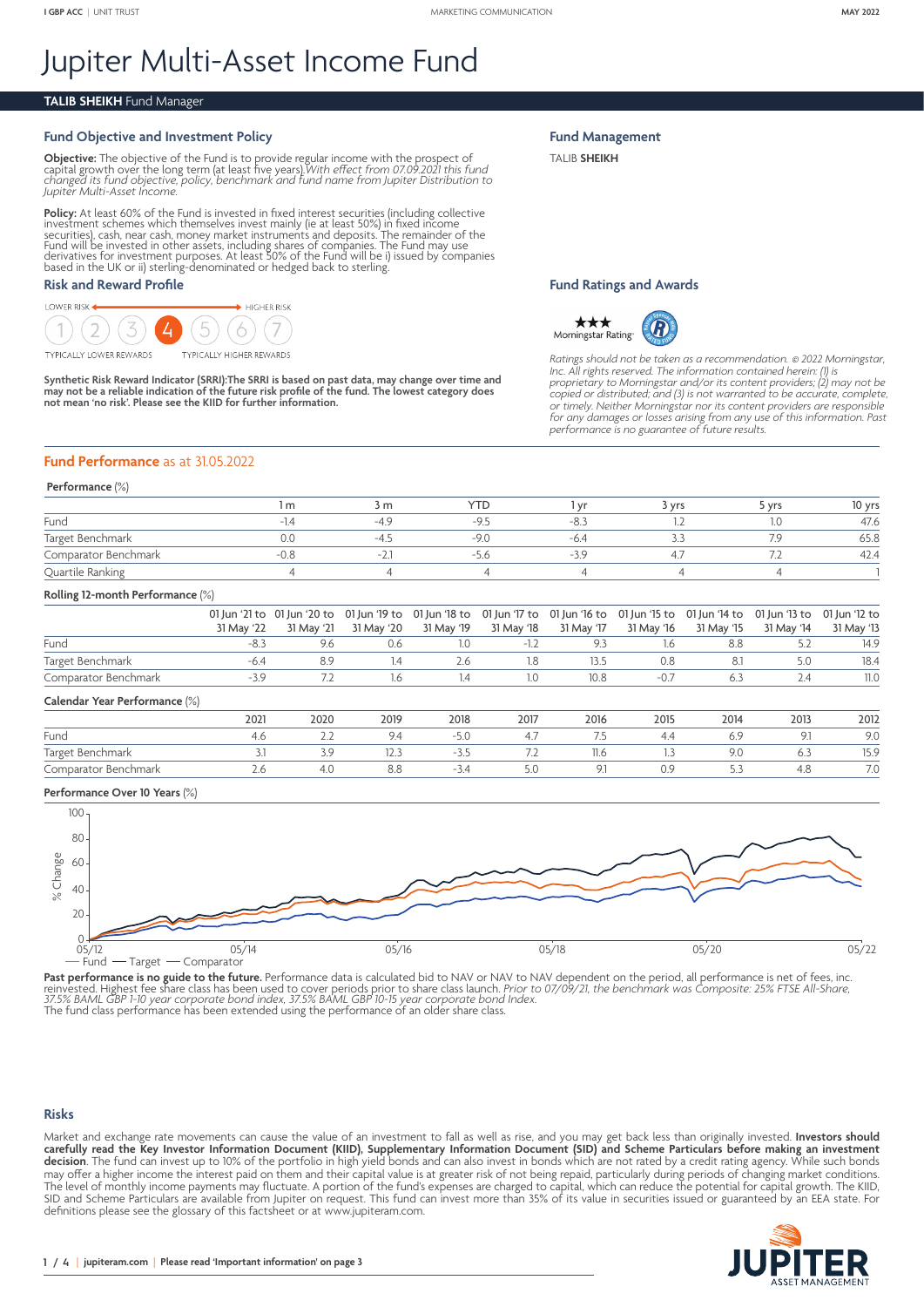# Jupiter Multi-Asset Income Fund

**TALIB SHEIKH** Fund Manager

## Fund Objective and Investment Policy

**Objective:** The objective of the Fund is to provide regular income with the prospect of capital growth over the long term (at least five years). *With effect from 07.09.2021 this fund changed its fund objective, policy, benchmark and fund name from Jupiter Distribution to Jupiter Multi-Asset Income.*

**Policy:** At least 60% of the Fund is invested in fixed interest securities (including collective investment schemes which themselves invest mainly (ie at least 50%) in fixed income securities), cash, near cash, money market instruments and deposits. The remainder of the Fund will be invested in other assets, including shares of companies. The Fund may use derivatives for investment purposes. At least 50% of the Fund will be i) issued by companies based in the UK or ii) sterling-denominated or hedged back to sterling.

## Risk and Reward Profile

LOWER RISK — HIGHER RISK

1 2 3 **4** 5 6 7

TYPICALLY LOWER REWARDS — TYPICALLY HIGHER REWARDS

**Synthetic Risk Reward Indicator (SRRI):The SRRI is based on past data, may change over time and may not be a reliable indication of the future risk profile of the fund. The lowest category does not mean 'no risk'. Please see the KIID for further information.**

## Fund Management

TALIB **SHEIKH**

## Fund Ratings and Awards

★★★ Morningstar Rating™

*Ratings should not be taken as a recommendation. © 2022 Morningstar, Inc. All rights reserved. The information contained herein: (1) is proprietary to Morningstar and/or its content providers; (2) may not be copied or distributed; and (3) is not warranted to be accurate, complete, or timely. Neither Morningstar nor its content providers are responsible for any damages or losses arising from any use of this information. Past performance is no guarantee of future results.*

## Fund Performance as at 31.05.2022

**Performance** (%)

| | 1 m | 3 m | YTD | 1 yr | 3 yrs | 5 yrs | 10 yrs |
|---|---|---|---|---|---|---|---|
| Fund | -1.4 | -4.9 | -9.5 | -8.3 | 1.2 | 1.0 | 47.6 |
| Target Benchmark | 0.0 | -4.5 | -9.0 | -6.4 | 3.3 | 7.9 | 65.8 |
| Comparator Benchmark | -0.8 | -2.1 | -5.6 | -3.9 | 4.7 | 7.2 | 42.4 |
| Quartile Ranking | 4 | 4 | 4 | 4 | 4 | 4 | 1 |

**Rolling 12-month Performance** (%)

| | 01 Jun '21 to 31 May '22 | 01 Jun '20 to 31 May '21 | 01 Jun '19 to 31 May '20 | 01 Jun '18 to 31 May '19 | 01 Jun '17 to 31 May '18 | 01 Jun '16 to 31 May '17 | 01 Jun '15 to 31 May '16 | 01 Jun '14 to 31 May '15 | 01 Jun '13 to 31 May '14 | 01 Jun '12 to 31 May '13 |
|---|---|---|---|---|---|---|---|---|---|---|
| Fund | -8.3 | 9.6 | 0.6 | 1.0 | -1.2 | 9.3 | 1.6 | 8.8 | 5.2 | 14.9 |
| Target Benchmark | -6.4 | 8.9 | 1.4 | 2.6 | 1.8 | 13.5 | 0.8 | 8.1 | 5.0 | 18.4 |
| Comparator Benchmark | -3.9 | 7.2 | 1.6 | 1.4 | 1.0 | 10.8 | -0.7 | 6.3 | 2.4 | 11.0 |

**Calendar Year Performance** (%)

| | 2021 | 2020 | 2019 | 2018 | 2017 | 2016 | 2015 | 2014 | 2013 | 2012 |
|---|---|---|---|---|---|---|---|---|---|---|
| Fund | 4.6 | 2.2 | 9.4 | -5.0 | 4.7 | 7.5 | 4.4 | 6.9 | 9.1 | 9.0 |
| Target Benchmark | 3.1 | 3.9 | 12.3 | -3.5 | 7.2 | 11.6 | 1.3 | 9.0 | 6.3 | 15.9 |
| Comparator Benchmark | 2.6 | 4.0 | 8.8 | -3.4 | 5.0 | 9.1 | 0.9 | 5.3 | 4.8 | 7.0 |

**Performance Over 10 Years** (%)

— Fund — Target — Comparator

**Past performance is no guide to the future.** Performance data is calculated bid to NAV or NAV to NAV dependent on the period, all performance is net of fees, inc. reinvested. Highest fee share class has been used to cover periods prior to share class launch. *Prior to 07/09/21, the benchmark was Composite: 25% FTSE All-Share, 37.5% BAML GBP 1-10 year corporate bond index, 37.5% BAML GBP 10-15 year corporate bond Index.*
The fund class performance has been extended using the performance of an older share class.

## Risks

Market and exchange rate movements can cause the value of an investment to fall as well as rise, and you may get back less than originally invested. **Investors should carefully read the Key Investor Information Document (KIID), Supplementary Information Document (SID) and Scheme Particulars before making an investment decision**. The fund can invest up to 10% of the portfolio in high yield bonds and can also invest in bonds which are not rated by a credit rating agency. While such bonds may offer a higher income the interest paid on them and their capital value is at greater risk of not being repaid, particularly during periods of changing market conditions. The level of monthly income payments may fluctuate. A portion of the fund's expenses are charged to capital, which can reduce the potential for capital growth. The KIID, SID and Scheme Particulars are available from Jupiter on request. This fund can invest more than 35% of its value in securities issued or guaranteed by an EEA state. For definitions please see the glossary of this factsheet or at www.jupiteram.com.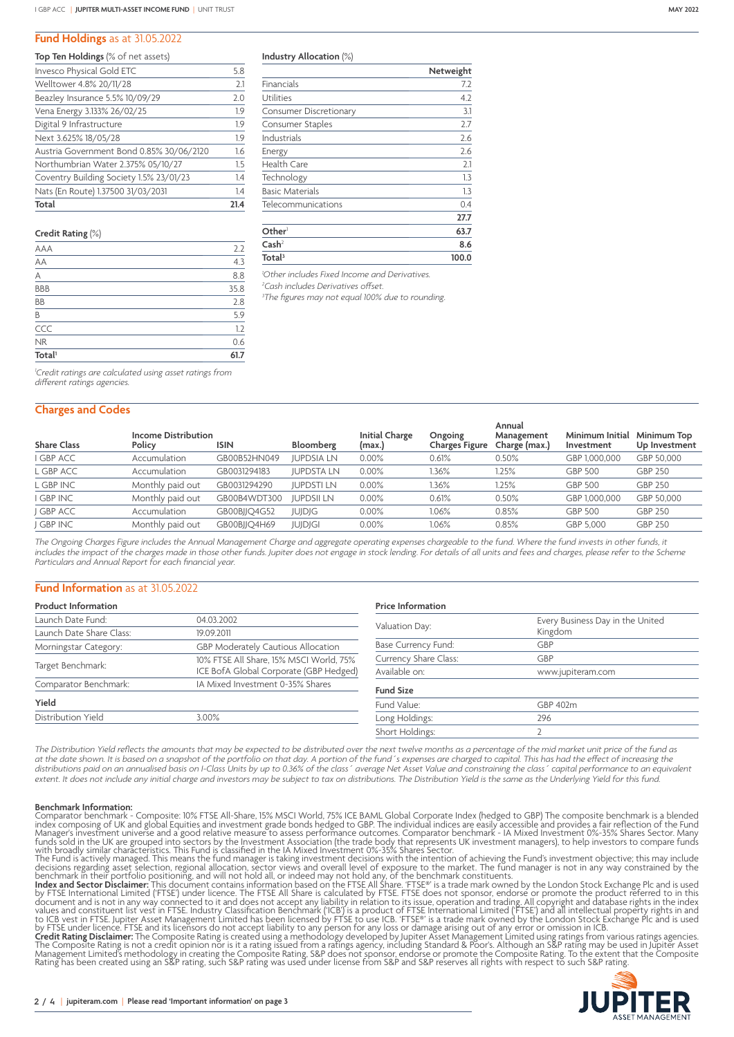## Fund Holdings as at 31.05.2022

**Top Ten Holdings** (% of net assets)

| Holding | % |
|---|---|
| Invesco Physical Gold ETC | 5.8 |
| Welltower 4.8% 20/11/28 | 2.1 |
| Beazley Insurance 5.5% 10/09/29 | 2.0 |
| Vena Energy 3.133% 26/02/25 | 1.9 |
| Digital 9 Infrastructure | 1.9 |
| Next 3.625% 18/05/28 | 1.9 |
| Austria Government Bond 0.85% 30/06/2120 | 1.6 |
| Northumbrian Water 2.375% 05/10/27 | 1.5 |
| Coventry Building Society 1.5% 23/01/23 | 1.4 |
| Nats (En Route) 1.37500 31/03/2031 | 1.4 |
| **Total** | **21.4** |

**Credit Rating** (%)

| Rating | % |
|---|---|
| AAA | 2.2 |
| AA | 4.3 |
| A | 8.8 |
| BBB | 35.8 |
| BB | 2.8 |
| B | 5.9 |
| CCC | 1.2 |
| NR | 0.6 |
| **Total[1]** | **61.7** |

[1]*Credit ratings are calculated using asset ratings from different ratings agencies.*

**Industry Allocation** (%)

| | **Netweight** |
|---|---|
| Financials | 7.2 |
| Utilities | 4.2 |
| Consumer Discretionary | 3.1 |
| Consumer Staples | 2.7 |
| Industrials | 2.6 |
| Energy | 2.6 |
| Health Care | 2.1 |
| Technology | 1.3 |
| Basic Materials | 1.3 |
| Telecommunications | 0.4 |
| | **27.7** |
| **Other[1]** | **63.7** |
| **Cash[2]** | **8.6** |
| **Total[3]** | **100.0** |

[1]*Other includes Fixed Income and Derivatives.*
[2]*Cash includes Derivatives offset.*
[3]*The figures may not equal 100% due to rounding.*

## Charges and Codes

| Share Class | Income Distribution Policy | ISIN | Bloomberg | Initial Charge (max.) | Ongoing Charges Figure | Annual Management Charge (max.) | Minimum Initial Investment | Minimum Top Up Investment |
|---|---|---|---|---|---|---|---|---|
| I GBP ACC | Accumulation | GB00B52HN049 | JUPDSIA LN | 0.00% | 0.61% | 0.50% | GBP 1,000,000 | GBP 50,000 |
| L GBP ACC | Accumulation | GB0031294183 | JUPDSTA LN | 0.00% | 1.36% | 1.25% | GBP 500 | GBP 250 |
| L GBP INC | Monthly paid out | GB0031294290 | JUPDSTI LN | 0.00% | 1.36% | 1.25% | GBP 500 | GBP 250 |
| I GBP INC | Monthly paid out | GB00B4WDT300 | JUPDSII LN | 0.00% | 0.61% | 0.50% | GBP 1,000,000 | GBP 50,000 |
| J GBP ACC | Accumulation | GB00BJJQ4G52 | JUJDJG | 0.00% | 1.06% | 0.85% | GBP 500 | GBP 250 |
| J GBP INC | Monthly paid out | GB00BJJQ4H69 | JUJDJGI | 0.00% | 1.06% | 0.85% | GBP 5,000 | GBP 250 |

*The Ongoing Charges Figure includes the Annual Management Charge and aggregate operating expenses chargeable to the fund. Where the fund invests in other funds, it includes the impact of the charges made in those other funds. Jupiter does not engage in stock lending. For details of all units and fees and charges, please refer to the Scheme Particulars and Annual Report for each financial year.*

## Fund Information as at 31.05.2022

**Product Information**

| | |
|---|---|
| Launch Date Fund: | 04.03.2002 |
| Launch Date Share Class: | 19.09.2011 |
| Morningstar Category: | GBP Moderately Cautious Allocation |
| Target Benchmark: | 10% FTSE All Share, 15% MSCI World, 75% ICE BofA Global Corporate (GBP Hedged) |
| Comparator Benchmark: | IA Mixed Investment 0-35% Shares |

**Yield**

| | |
|---|---|
| Distribution Yield | 3.00% |

**Price Information**

| | |
|---|---|
| Valuation Day: | Every Business Day in the United Kingdom |
| Base Currency Fund: | GBP |
| Currency Share Class: | GBP |
| Available on: | www.jupiteram.com |

**Fund Size**

| | |
|---|---|
| Fund Value: | GBP 402m |
| Long Holdings: | 296 |
| Short Holdings: | 2 |

*The Distribution Yield reflects the amounts that may be expected to be distributed over the next twelve months as a percentage of the mid market unit price of the fund as at the date shown. It is based on a snapshot of the portfolio on that day. A portion of the fund´s expenses are charged to capital. This has had the effect of increasing the distributions paid on an annualised basis on I-Class Units by up to 0.36% of the class´ average Net Asset Value and constraining the class´ capital performance to an equivalent extent. It does not include any initial charge and investors may be subject to tax on distributions. The Distribution Yield is the same as the Underlying Yield for this fund.*

**Benchmark Information:**
Comparator benchmark - Composite: 10% FTSE All-Share, 15% MSCI World, 75% ICE BAML Global Corporate Index (hedged to GBP) The composite benchmark is a blended index composing of UK and global Equities and investment grade bonds hedged to GBP. The individual indices are easily accessible and provides a fair reflection of the Fund Manager's investment universe and a good relative measure to assess performance outcomes. Comparator benchmark - IA Mixed Investment 0%-35% Shares Sector. Many funds sold in the UK are grouped into sectors by the Investment Association (the trade body that represents UK investment managers), to help investors to compare funds with broadly similar characteristics. This Fund is classified in the IA Mixed Investment 0%-35% Shares Sector.
The Fund is actively managed. This means the fund manager is taking investment decisions with the intention of achieving the Fund's investment objective; this may include decisions regarding asset selection, regional allocation, sector views and overall level of exposure to the market. The fund manager is not in any way constrained by the benchmark in their portfolio positioning, and will not hold all, or indeed may not hold any, of the benchmark constituents.
**Index and Sector Disclaimer:** This document contains information based on the FTSE All Share. 'FTSE®' is a trade mark owned by the London Stock Exchange Plc and is used by FTSE International Limited ('FTSE') under licence. The FTSE All Share is calculated by FTSE. FTSE does not sponsor, endorse or promote the product referred to in this document and is not in any way connected to it and does not accept any liability in relation to its issue, operation and trading. All copyright and database rights in the index values and constituent list vest in FTSE. Industry Classification Benchmark ('ICB') is a product of FTSE International Limited ('FTSE') and all intellectual property rights in and to ICB vest in FTSE. Jupiter Asset Management Limited has been licensed by FTSE to use ICB. 'FTSE®' is a trade mark owned by the London Stock Exchange Plc and is used by FTSE under licence. FTSE and its licensors do not accept liability to any person for any loss or damage arising out of any error or omission in ICB.
**Credit Rating Disclaimer:** The Composite Rating is created using a methodology developed by Jupiter Asset Management Limited using ratings from various ratings agencies. The Composite Rating is not a credit opinion nor is it a rating issued from a ratings agency, including Standard & Poor's. Although an S&P rating may be used in Jupiter Asset Management Limited's methodology in creating the Composite Rating, S&P does not sponsor, endorse or promote the Composite Rating. To the extent that the Composite Rating has been created using an S&P rating, such S&P rating was used under license from S&P and S&P reserves all rights with respect to such S&P rating.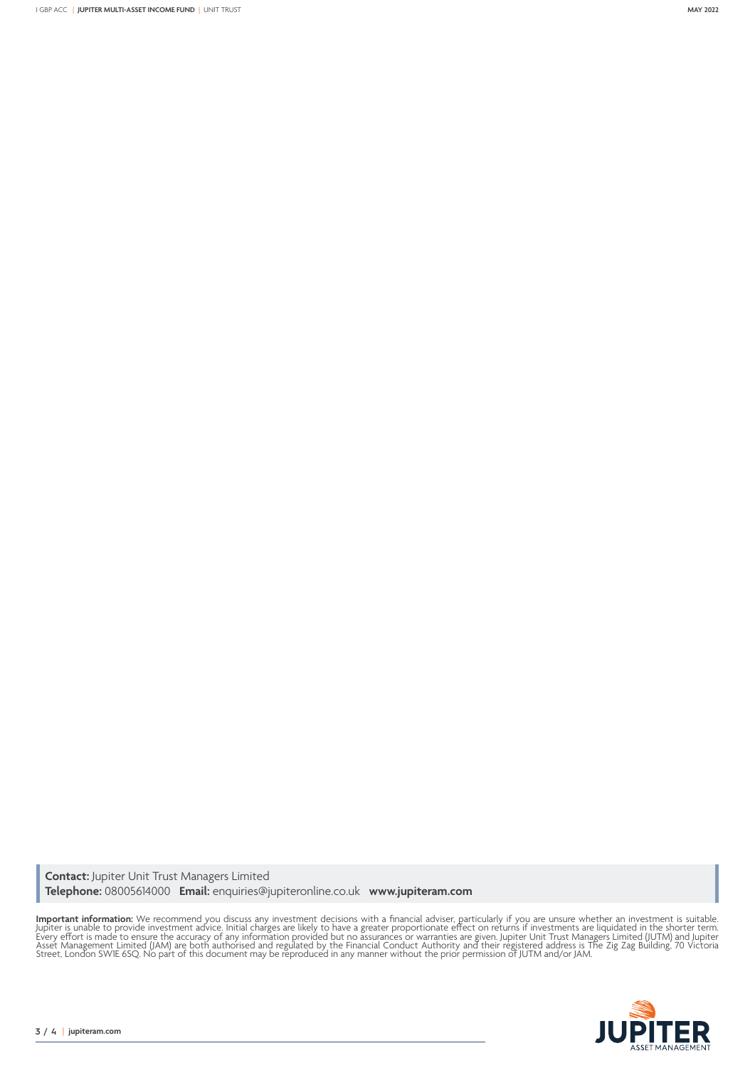**Contact:** Jupiter Unit Trust Managers Limited
**Telephone:** 08005614000 **Email:** enquiries@jupiteronline.co.uk **www.jupiteram.com**

**Important information:** We recommend you discuss any investment decisions with a financial adviser, particularly if you are unsure whether an investment is suitable. Jupiter is unable to provide investment advice. Initial charges are likely to have a greater proportionate effect on returns if investments are liquidated in the shorter term. Every effort is made to ensure the accuracy of any information provided but no assurances or warranties are given. Jupiter Unit Trust Managers Limited (JUTM) and Jupiter Asset Management Limited (JAM) are both authorised and regulated by the Financial Conduct Authority and their registered address is The Zig Zag Building, 70 Victoria Street, London SW1E 6SQ. No part of this document may be reproduced in any manner without the prior permission of JUTM and/or JAM.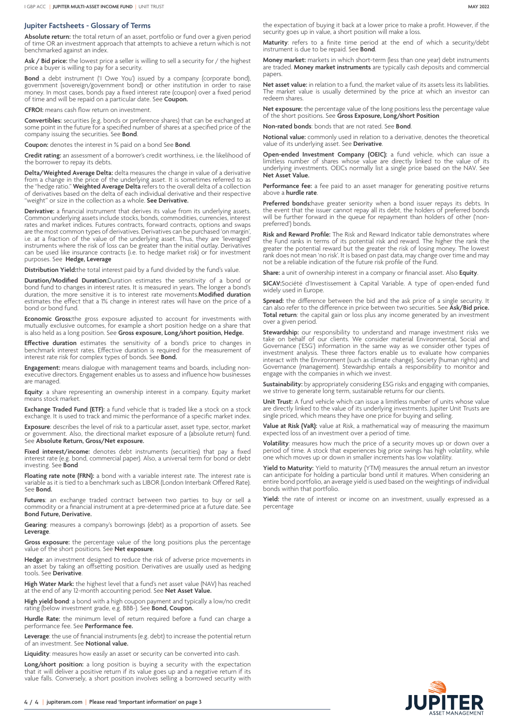## Jupiter Factsheets - Glossary of Terms

**Absolute return:** the total return of an asset, portfolio or fund over a given period of time OR an investment approach that attempts to achieve a return which is not benchmarked against an index.

**Ask / Bid price:** the lowest price a seller is willing to sell a security for / the highest price a buyer is willing to pay for a security.

**Bond** a debt instrument ('I Owe You') issued by a company (corporate bond), government (sovereign/government bond) or other institution in order to raise money. In most cases, bonds pay a fixed interest rate (coupon) over a fixed period of time and will be repaid on a particular date. See **Coupon.**

**CFROI:** means cash flow return on investment.

**Convertibles:** securities (e.g. bonds or preference shares) that can be exchanged at some point in the future for a specified number of shares at a specified price of the company issuing the securities. See **Bond**.

**Coupon:** denotes the interest in % paid on a bond See **Bond**.

**Credit rating:** an assessment of a borrower's credit worthiness, i.e. the likelihood of the borrower to repay its debts.

**Delta/Weighted Average Delta:** delta measures the change in value of a derivative from a change in the price of the underlying asset. It is sometimes referred to as the "hedge ratio." **Weighted Average Delta** refers to the overall delta of a collection of derivatives based on the delta of each individual derivative and their respective "weight" or size in the collection as a whole. **See Derivative.**

**Derivative:** a financial instrument that derives its value from its underlying assets. Common underlying assets include stocks, bonds, commodities, currencies, interest rates and market indices. Futures contracts, forward contracts, options and swaps are the most common types of derivatives. Derivatives can be purchased 'on margin', i.e. at a fraction of the value of the underlying asset. Thus, they are 'leveraged' instruments where the risk of loss can be greater than the initial outlay. Derivatives can be used like insurance contracts (i.e. to hedge market risk) or for investment purposes. See **Hedge, Leverage**

**Distribution Yield:**the total interest paid by a fund divided by the fund's value.

**Duration/Modified Duration:**Duration estimates the sensitivity of a bond or bond fund to changes in interest rates. It is measured in years. The longer a bond's duration, the more sensitive it is to interest rate movements.**Modified duration** estimates the effect that a 1% change in interest rates will have on the price of a bond or bond fund.

**Economic Gross:**the gross exposure adjusted to account for investments with mutually exclusive outcomes, for example a short position hedge on a share that is also held as a long position. See **Gross exposure, Long/short position, Hedge.**

**Effective duration** estimates the sensitivity of a bond's price to changes in benchmark interest rates. Effective duration is required for the measurement of interest rate risk for complex types of bonds. See **Bond.**

**Engagement:** means dialogue with management teams and boards, including non-executive directors. Engagement enables us to assess and influence how businesses are managed.

**Equity**: a share representing an ownership interest in a company. Equity market means stock market.

**Exchange Traded Fund (ETF):** a fund vehicle that is traded like a stock on a stock exchange. It is used to track and mimic the performance of a specific market index.

**Exposure**: describes the level of risk to a particular asset, asset type, sector, market or government. Also, the directional market exposure of a (absolute return) fund. See **Absolute Return, Gross/Net exposure.**

**Fixed interest/income:** denotes debt instruments (securities) that pay a fixed interest rate (e.g. bond, commercial paper). Also, a universal term for bond or debt investing. See **Bond**

**Floating rate note (FRN):** a bond with a variable interest rate. The interest rate is variable as it is tied to a benchmark such as LIBOR (London Interbank Offered Rate). See **Bond.**

**Futures**: an exchange traded contract between two parties to buy or sell a commodity or a financial instrument at a pre-determined price at a future date. See **Bond Future, Derivative.**

**Gearing**: measures a company's borrowings (debt) as a proportion of assets. See **Leverage**.

**Gross exposure:** the percentage value of the long positions plus the percentage value of the short positions. See **Net exposure**.

**Hedge**: an investment designed to reduce the risk of adverse price movements in an asset by taking an offsetting position. Derivatives are usually used as hedging tools. See **Derivative**.

**High Water Mark:** the highest level that a fund's net asset value (NAV) has reached at the end of any 12-month accounting period. See **Net Asset Value.**

**High yield bond**: a bond with a high coupon payment and typically a low/no credit rating (below investment grade, e.g. BBB-). See **Bond, Coupon.**

**Hurdle Rate:** the minimum level of return required before a fund can charge a performance fee. See **Performance fee.**

**Leverage**: the use of financial instruments (e.g. debt) to increase the potential return of an investment. See **Notional value.**

**Liquidity**: measures how easily an asset or security can be converted into cash.

**Long/short position:** a long position is buying a security with the expectation that it will deliver a positive return if its value goes up and a negative return if its value falls. Conversely, a short position involves selling a borrowed security with the expectation of buying it back at a lower price to make a profit. However, if the security goes up in value, a short position will make a loss.

**Maturity**: refers to a finite time period at the end of which a security/debt instrument is due to be repaid. See **Bond**.

**Money market:** markets in which short-term (less than one year) debt instruments are traded. **Money market instruments** are typically cash deposits and commercial papers.

**Net asset value:** in relation to a fund, the market value of its assets less its liabilities. The market value is usually determined by the price at which an investor can redeem shares.

**Net exposure:** the percentage value of the long positions less the percentage value of the short positions. See **Gross Exposure, Long/short Position**

**Non-rated bonds**: bonds that are not rated. See **Bond**.

**Notional value:** commonly used in relation to a derivative, denotes the theoretical value of its underlying asset. See **Derivative**.

**Open-ended Investment Company (OEIC):** a fund vehicle, which can issue a limitless number of shares whose value are directly linked to the value of its underlying investments. OEICs normally list a single price based on the NAV. See **Net Asset Value.**

**Performance fee:** a fee paid to an asset manager for generating positive returns above a **hurdle rate**.

**Preferred bonds:**have greater seniority when a bond issuer repays its debts. In the event that the issuer cannot repay all its debt, the holders of preferred bonds will be further forward in the queue for repayment than holders of other ('non-preferred') bonds.

**Risk and Reward Profile:** The Risk and Reward Indicator table demonstrates where the Fund ranks in terms of its potential risk and reward. The higher the rank the greater the potential reward but the greater the risk of losing money. The lowest rank does not mean 'no risk'. It is based on past data, may change over time and may not be a reliable indication of the future risk profile of the Fund.

**Share:** a unit of ownership interest in a company or financial asset. Also **Equity**.

**SICAV:**Société d'Investissement à Capital Variable. A type of open-ended fund widely used in Europe.

**Spread:** the difference between the bid and the ask price of a single security. It can also refer to the difference in price between two securities. See **Ask/Bid price.**

**Total return**: the capital gain or loss plus any income generated by an investment over a given period.

**Stewardship:** our responsibility to understand and manage investment risks we take on behalf of our clients. We consider material Environmental, Social and Governance ('ESG') information in the same way as we consider other types of investment analysis. These three factors enable us to evaluate how companies interact with the Environment (such as climate change), Society (human rights) and Governance (management). Stewardship entails a responsibility to monitor and engage with the companies in which we invest.

**Sustainability:** by appropriately considering ESG risks and engaging with companies, we strive to generate long term, sustainable returns for our clients.

**Unit Trust:** A fund vehicle which can issue a limitless number of units whose value are directly linked to the value of its underlying investments. Jupiter Unit Trusts are single priced, which means they have one price for buying and selling.

**Value at Risk (VaR):** value at Risk, a mathematical way of measuring the maximum expected loss of an investment over a period of time.

**Volatility**: measures how much the price of a security moves up or down over a period of time. A stock that experiences big price swings has high volatility, while one which moves up or down in smaller increments has low volatility.

**Yield to Maturity:** Yield to maturity (YTM) measures the annual return an investor can anticipate for holding a particular bond until it matures. When considering an entire bond portfolio, an average yield is used based on the weightings of individual bonds within that portfolio.

**Yield:** the rate of interest or income on an investment, usually expressed as a percentage